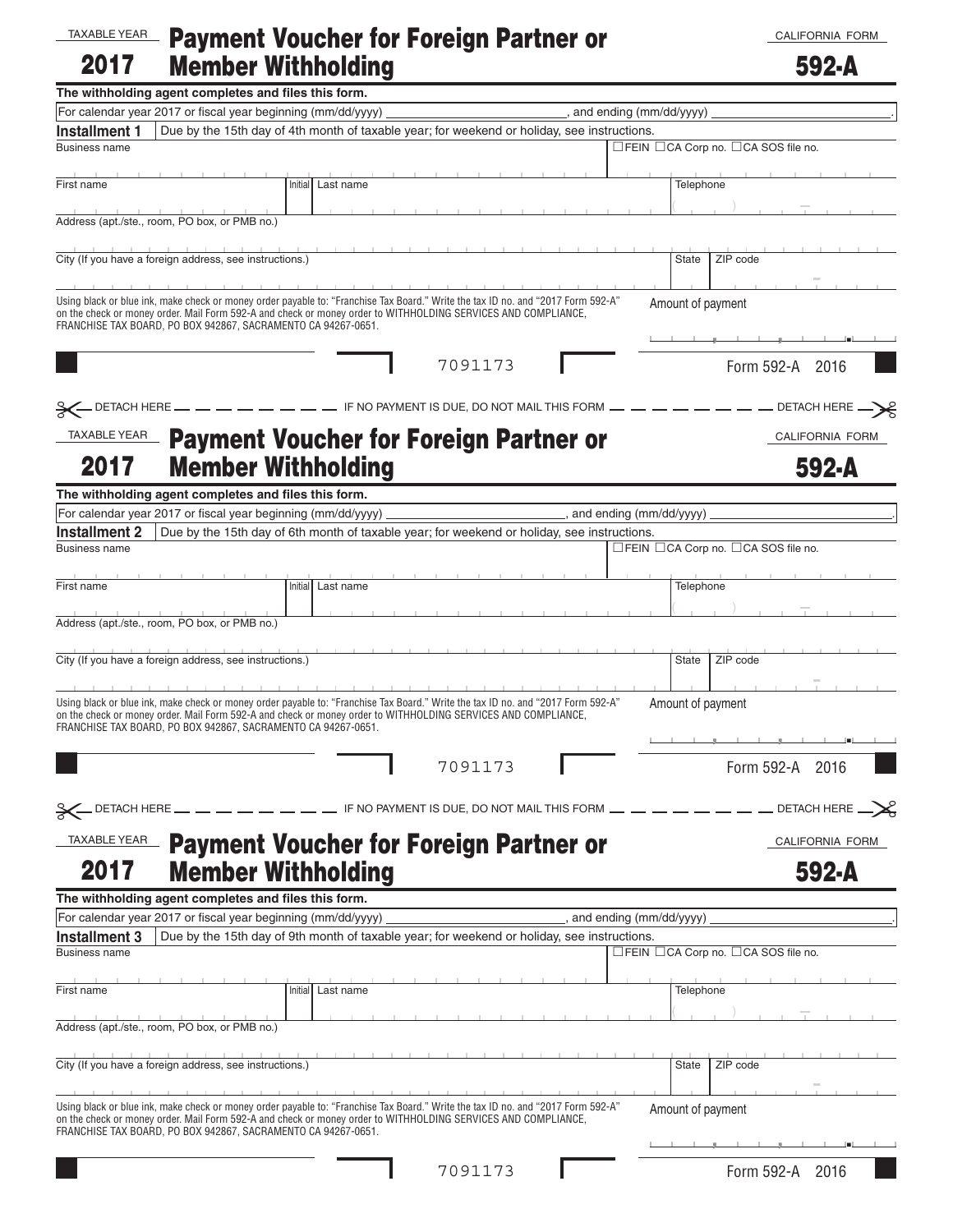TAXABLE YEAR

2017

# Payment Voucher for Foreign Partner or Member Withholding

CALIFORNIA FORM

**592-A**

**The withholding agent completes and files this form.**

For calendar year 2017 or fiscal year beginning (mm/dd/yyyy) ____________________, and ending (mm/dd/yyyy) ____________________.

**Installment 1** Due by the 15th day of 4th month of taxable year; for weekend or holiday, see instructions.

Business name | ☐FEIN ☐CA Corp no. ☐CA SOS file no.

First name | Initial | Last name | Telephone ( ) –

Address (apt./ste., room, PO box, or PMB no.)

City (If you have a foreign address, see instructions.) | State | ZIP code

Using black or blue ink, make check or money order payable to: "Franchise Tax Board." Write the tax ID no. and "2017 Form 592-A" on the check or money order. Mail Form 592-A and check or money order to WITHHOLDING SERVICES AND COMPLIANCE, FRANCHISE TAX BOARD, PO BOX 942867, SACRAMENTO CA 94267-0651.

Amount of payment

7091173

Form 592-A 2016

DETACH HERE — IF NO PAYMENT IS DUE, DO NOT MAIL THIS FORM — DETACH HERE

TAXABLE YEAR

2017

# Payment Voucher for Foreign Partner or Member Withholding

CALIFORNIA FORM

**592-A**

**The withholding agent completes and files this form.**

For calendar year 2017 or fiscal year beginning (mm/dd/yyyy) ____________________, and ending (mm/dd/yyyy) ____________________.

**Installment 2** Due by the 15th day of 6th month of taxable year; for weekend or holiday, see instructions.

Business name | ☐FEIN ☐CA Corp no. ☐CA SOS file no.

First name | Initial | Last name | Telephone ( ) –

Address (apt./ste., room, PO box, or PMB no.)

City (If you have a foreign address, see instructions.) | State | ZIP code

Using black or blue ink, make check or money order payable to: "Franchise Tax Board." Write the tax ID no. and "2017 Form 592-A" on the check or money order. Mail Form 592-A and check or money order to WITHHOLDING SERVICES AND COMPLIANCE, FRANCHISE TAX BOARD, PO BOX 942867, SACRAMENTO CA 94267-0651.

Amount of payment

7091173

Form 592-A 2016

DETACH HERE — IF NO PAYMENT IS DUE, DO NOT MAIL THIS FORM — DETACH HERE

TAXABLE YEAR

2017

# Payment Voucher for Foreign Partner or Member Withholding

CALIFORNIA FORM

**592-A**

**The withholding agent completes and files this form.**

For calendar year 2017 or fiscal year beginning (mm/dd/yyyy) ____________________, and ending (mm/dd/yyyy) ____________________.

**Installment 3** Due by the 15th day of 9th month of taxable year; for weekend or holiday, see instructions.

Business name | ☐FEIN ☐CA Corp no. ☐CA SOS file no.

First name | Initial | Last name | Telephone ( ) –

Address (apt./ste., room, PO box, or PMB no.)

City (If you have a foreign address, see instructions.) | State | ZIP code

Using black or blue ink, make check or money order payable to: "Franchise Tax Board." Write the tax ID no. and "2017 Form 592-A" on the check or money order. Mail Form 592-A and check or money order to WITHHOLDING SERVICES AND COMPLIANCE, FRANCHISE TAX BOARD, PO BOX 942867, SACRAMENTO CA 94267-0651.

Amount of payment

7091173

Form 592-A 2016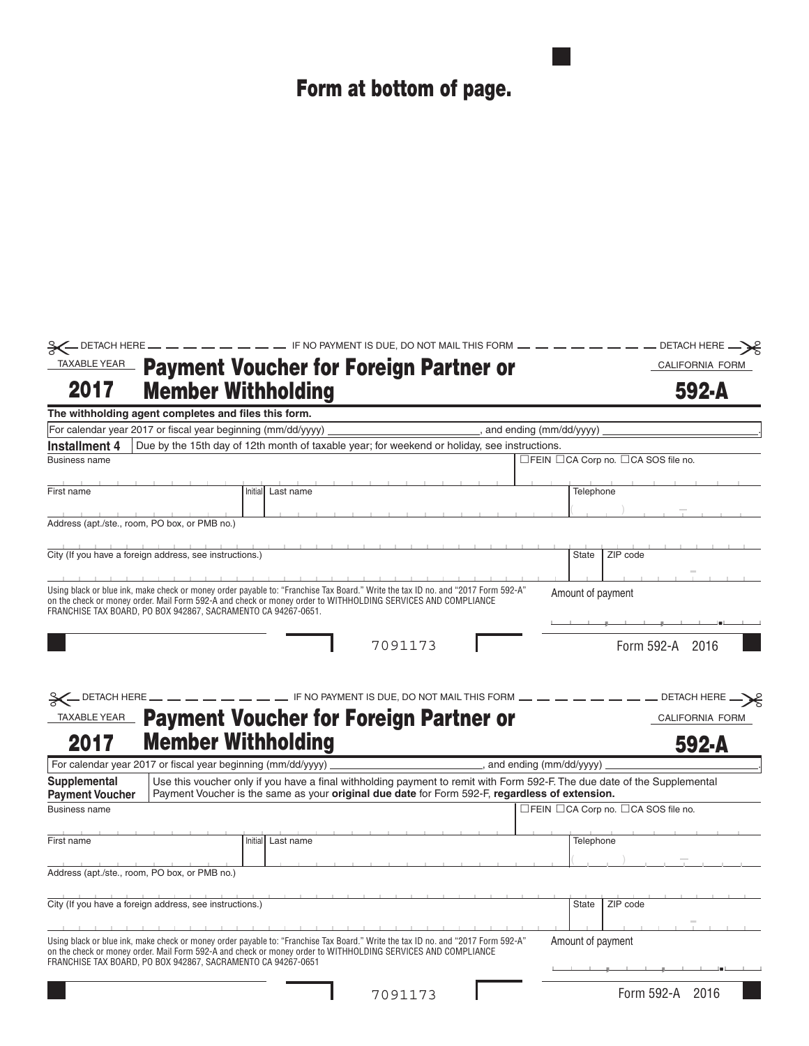# Form at bottom of page.

✂ DETACH HERE — — — — — — — — IF NO PAYMENT IS DUE, DO NOT MAIL THIS FORM — — — — — — — — DETACH HERE ✂

TAXABLE YEAR **2017**

## Payment Voucher for Foreign Partner or Member Withholding

CALIFORNIA FORM **592-A**

**The withholding agent completes and files this form.**

For calendar year 2017 or fiscal year beginning (mm/dd/yyyy) ______________________, and ending (mm/dd/yyyy) ______________________.

**Installment 4** | Due by the 15th day of 12th month of taxable year; for weekend or holiday, see instructions.

Business name | ☐FEIN ☐CA Corp no. ☐CA SOS file no.

First name | Initial | Last name | Telephone ( ) –

Address (apt./ste., room, PO box, or PMB no.)

City (If you have a foreign address, see instructions.) | State | ZIP code

Using black or blue ink, make check or money order payable to: "Franchise Tax Board." Write the tax ID no. and "2017 Form 592-A" on the check or money order. Mail Form 592-A and check or money order to WITHHOLDING SERVICES AND COMPLIANCE FRANCHISE TAX BOARD, PO BOX 942867, SACRAMENTO CA 94267-0651.

Amount of payment

7091173

Form 592-A 2016

✂ DETACH HERE — — — — — — — — IF NO PAYMENT IS DUE, DO NOT MAIL THIS FORM — — — — — — — — DETACH HERE ✂

TAXABLE YEAR **2017**

## Payment Voucher for Foreign Partner or Member Withholding

CALIFORNIA FORM **592-A**

For calendar year 2017 or fiscal year beginning (mm/dd/yyyy) ______________________, and ending (mm/dd/yyyy) ______________________.

**Supplemental Payment Voucher** | Use this voucher only if you have a final withholding payment to remit with Form 592-F. The due date of the Supplemental Payment Voucher is the same as your **original due date** for Form 592-F, **regardless of extension.**

Business name | ☐FEIN ☐CA Corp no. ☐CA SOS file no.

First name | Initial | Last name | Telephone ( ) –

Address (apt./ste., room, PO box, or PMB no.)

City (If you have a foreign address, see instructions.) | State | ZIP code

Using black or blue ink, make check or money order payable to: "Franchise Tax Board." Write the tax ID no. and "2017 Form 592-A" on the check or money order. Mail Form 592-A and check or money order to WITHHOLDING SERVICES AND COMPLIANCE FRANCHISE TAX BOARD, PO BOX 942867, SACRAMENTO CA 94267-0651

Amount of payment

7091173

Form 592-A 2016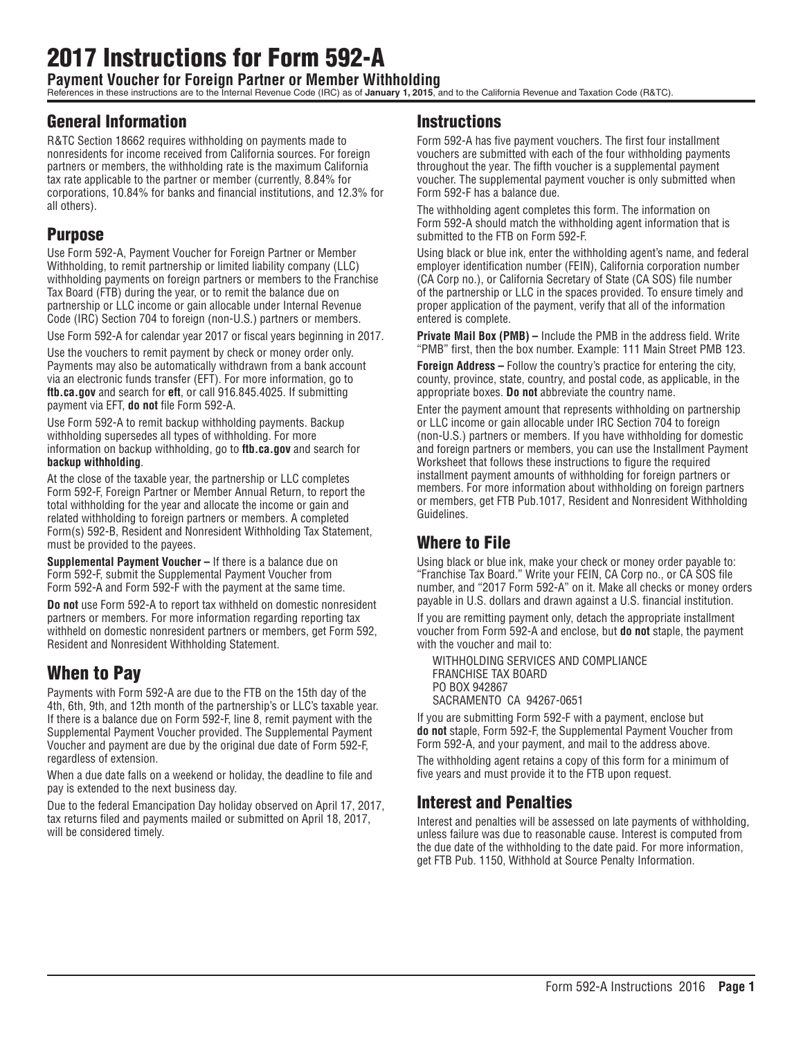# 2017 Instructions for Form 592-A

**Payment Voucher for Foreign Partner or Member Withholding**

References in these instructions are to the Internal Revenue Code (IRC) as of **January 1, 2015**, and to the California Revenue and Taxation Code (R&TC).

## General Information

R&TC Section 18662 requires withholding on payments made to nonresidents for income received from California sources. For foreign partners or members, the withholding rate is the maximum California tax rate applicable to the partner or member (currently, 8.84% for corporations, 10.84% for banks and financial institutions, and 12.3% for all others).

## Purpose

Use Form 592-A, Payment Voucher for Foreign Partner or Member Withholding, to remit partnership or limited liability company (LLC) withholding payments on foreign partners or members to the Franchise Tax Board (FTB) during the year, or to remit the balance due on partnership or LLC income or gain allocable under Internal Revenue Code (IRC) Section 704 to foreign (non-U.S.) partners or members.

Use Form 592-A for calendar year 2017 or fiscal years beginning in 2017.

Use the vouchers to remit payment by check or money order only. Payments may also be automatically withdrawn from a bank account via an electronic funds transfer (EFT). For more information, go to **ftb.ca.gov** and search for **eft**, or call 916.845.4025. If submitting payment via EFT, **do not** file Form 592-A.

Use Form 592-A to remit backup withholding payments. Backup withholding supersedes all types of withholding. For more information on backup withholding, go to **ftb.ca.gov** and search for **backup withholding**.

At the close of the taxable year, the partnership or LLC completes Form 592-F, Foreign Partner or Member Annual Return, to report the total withholding for the year and allocate the income or gain and related withholding to foreign partners or members. A completed Form(s) 592-B, Resident and Nonresident Withholding Tax Statement, must be provided to the payees.

**Supplemental Payment Voucher –** If there is a balance due on Form 592-F, submit the Supplemental Payment Voucher from Form 592-A and Form 592-F with the payment at the same time.

**Do not** use Form 592-A to report tax withheld on domestic nonresident partners or members. For more information regarding reporting tax withheld on domestic nonresident partners or members, get Form 592, Resident and Nonresident Withholding Statement.

## When to Pay

Payments with Form 592-A are due to the FTB on the 15th day of the 4th, 6th, 9th, and 12th month of the partnership's or LLC's taxable year. If there is a balance due on Form 592-F, line 8, remit payment with the Supplemental Payment Voucher provided. The Supplemental Payment Voucher and payment are due by the original due date of Form 592-F, regardless of extension.

When a due date falls on a weekend or holiday, the deadline to file and pay is extended to the next business day.

Due to the federal Emancipation Day holiday observed on April 17, 2017, tax returns filed and payments mailed or submitted on April 18, 2017, will be considered timely.

## Instructions

Form 592-A has five payment vouchers. The first four installment vouchers are submitted with each of the four withholding payments throughout the year. The fifth voucher is a supplemental payment voucher. The supplemental payment voucher is only submitted when Form 592-F has a balance due.

The withholding agent completes this form. The information on Form 592-A should match the withholding agent information that is submitted to the FTB on Form 592-F.

Using black or blue ink, enter the withholding agent's name, and federal employer identification number (FEIN), California corporation number (CA Corp no.), or California Secretary of State (CA SOS) file number of the partnership or LLC in the spaces provided. To ensure timely and proper application of the payment, verify that all of the information entered is complete.

**Private Mail Box (PMB) –** Include the PMB in the address field. Write "PMB" first, then the box number. Example: 111 Main Street PMB 123.

**Foreign Address –** Follow the country's practice for entering the city, county, province, state, country, and postal code, as applicable, in the appropriate boxes. **Do not** abbreviate the country name.

Enter the payment amount that represents withholding on partnership or LLC income or gain allocable under IRC Section 704 to foreign (non-U.S.) partners or members. If you have withholding for domestic and foreign partners or members, you can use the Installment Payment Worksheet that follows these instructions to figure the required installment payment amounts of withholding for foreign partners or members. For more information about withholding on foreign partners or members, get FTB Pub.1017, Resident and Nonresident Withholding Guidelines.

## Where to File

Using black or blue ink, make your check or money order payable to: "Franchise Tax Board." Write your FEIN, CA Corp no., or CA SOS file number, and "2017 Form 592-A" on it. Make all checks or money orders payable in U.S. dollars and drawn against a U.S. financial institution.

If you are remitting payment only, detach the appropriate installment voucher from Form 592-A and enclose, but **do not** staple, the payment with the voucher and mail to:

WITHHOLDING SERVICES AND COMPLIANCE
FRANCHISE TAX BOARD
PO BOX 942867
SACRAMENTO CA 94267-0651

If you are submitting Form 592-F with a payment, enclose but **do not** staple, Form 592-F, the Supplemental Payment Voucher from Form 592-A, and your payment, and mail to the address above.

The withholding agent retains a copy of this form for a minimum of five years and must provide it to the FTB upon request.

## Interest and Penalties

Interest and penalties will be assessed on late payments of withholding, unless failure was due to reasonable cause. Interest is computed from the due date of the withholding to the date paid. For more information, get FTB Pub. 1150, Withhold at Source Penalty Information.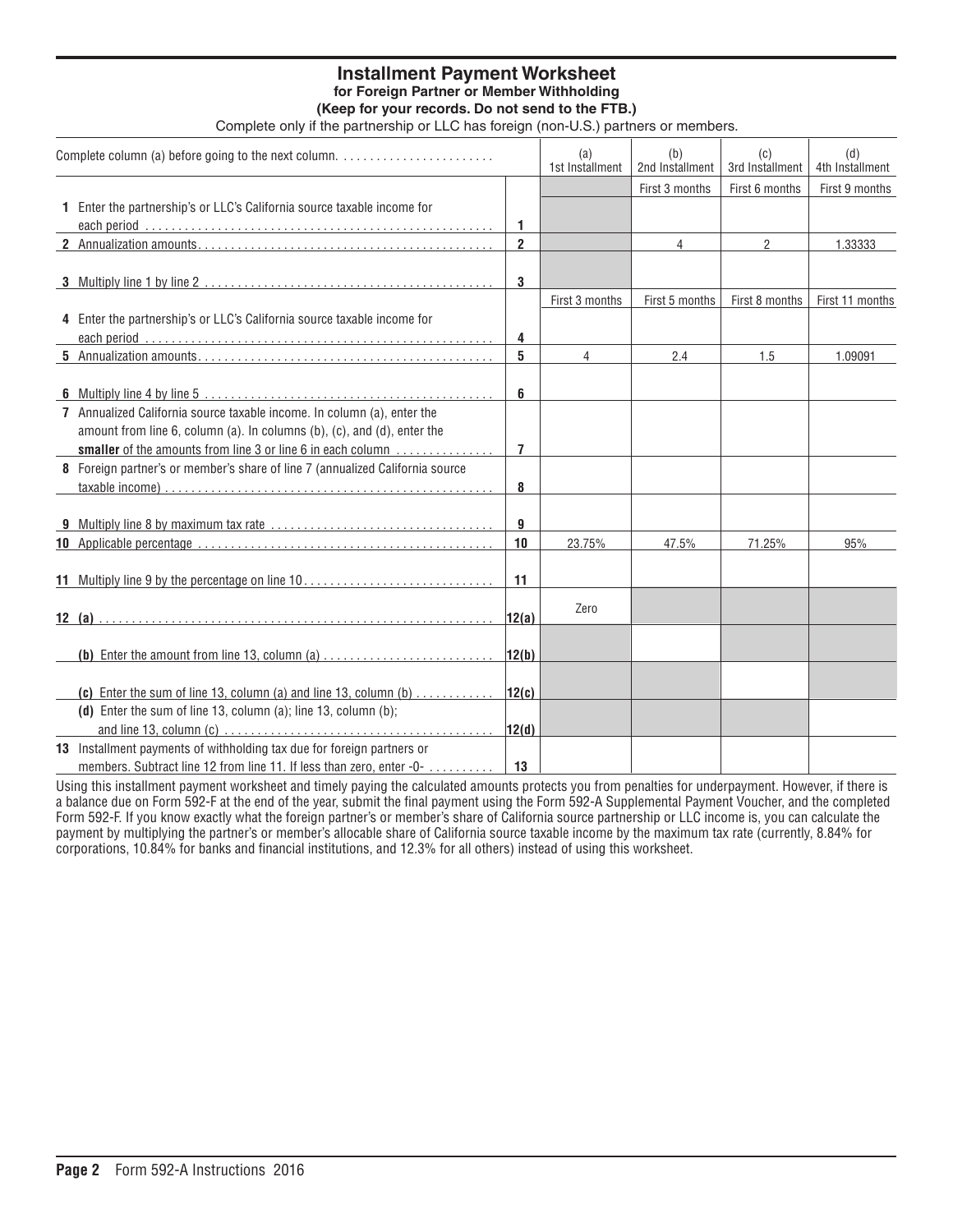## Installment Payment Worksheet

### for Foreign Partner or Member Withholding

**(Keep for your records. Do not send to the FTB.)**

Complete only if the partnership or LLC has foreign (non-U.S.) partners or members.

| Complete column (a) before going to the next column. | | (a) 1st Installment | (b) 2nd Installment | (c) 3rd Installment | (d) 4th Installment |
|---|---|---|---|---|---|
| | | | First 3 months | First 6 months | First 9 months |
| **1** Enter the partnership's or LLC's California source taxable income for each period | 1 | | | | |
| **2** Annualization amounts | 2 | | 4 | 2 | 1.33333 |
| **3** Multiply line 1 by line 2 | 3 | | | | |
| | | First 3 months | First 5 months | First 8 months | First 11 months |
| **4** Enter the partnership's or LLC's California source taxable income for each period | 4 | | | | |
| **5** Annualization amounts | 5 | 4 | 2.4 | 1.5 | 1.09091 |
| **6** Multiply line 4 by line 5 | 6 | | | | |
| **7** Annualized California source taxable income. In column (a), enter the amount from line 6, column (a). In columns (b), (c), and (d), enter the **smaller** of the amounts from line 3 or line 6 in each column | 7 | | | | |
| **8** Foreign partner's or member's share of line 7 (annualized California source taxable income) | 8 | | | | |
| **9** Multiply line 8 by maximum tax rate | 9 | | | | |
| **10** Applicable percentage | 10 | 23.75% | 47.5% | 71.25% | 95% |
| **11** Multiply line 9 by the percentage on line 10 | 11 | | | | |
| **12 (a)** | 12(a) | Zero | | | |
| **(b)** Enter the amount from line 13, column (a) | 12(b) | | | | |
| **(c)** Enter the sum of line 13, column (a) and line 13, column (b) | 12(c) | | | | |
| **(d)** Enter the sum of line 13, column (a); line 13, column (b); and line 13, column (c) | 12(d) | | | | |
| **13** Installment payments of withholding tax due for foreign partners or members. Subtract line 12 from line 11. If less than zero, enter -0- | 13 | | | | |

Using this installment payment worksheet and timely paying the calculated amounts protects you from penalties for underpayment. However, if there is a balance due on Form 592-F at the end of the year, submit the final payment using the Form 592-A Supplemental Payment Voucher, and the completed Form 592-F. If you know exactly what the foreign partner's or member's share of California source partnership or LLC income is, you can calculate the payment by multiplying the partner's or member's allocable share of California source taxable income by the maximum tax rate (currently, 8.84% for corporations, 10.84% for banks and financial institutions, and 12.3% for all others) instead of using this worksheet.